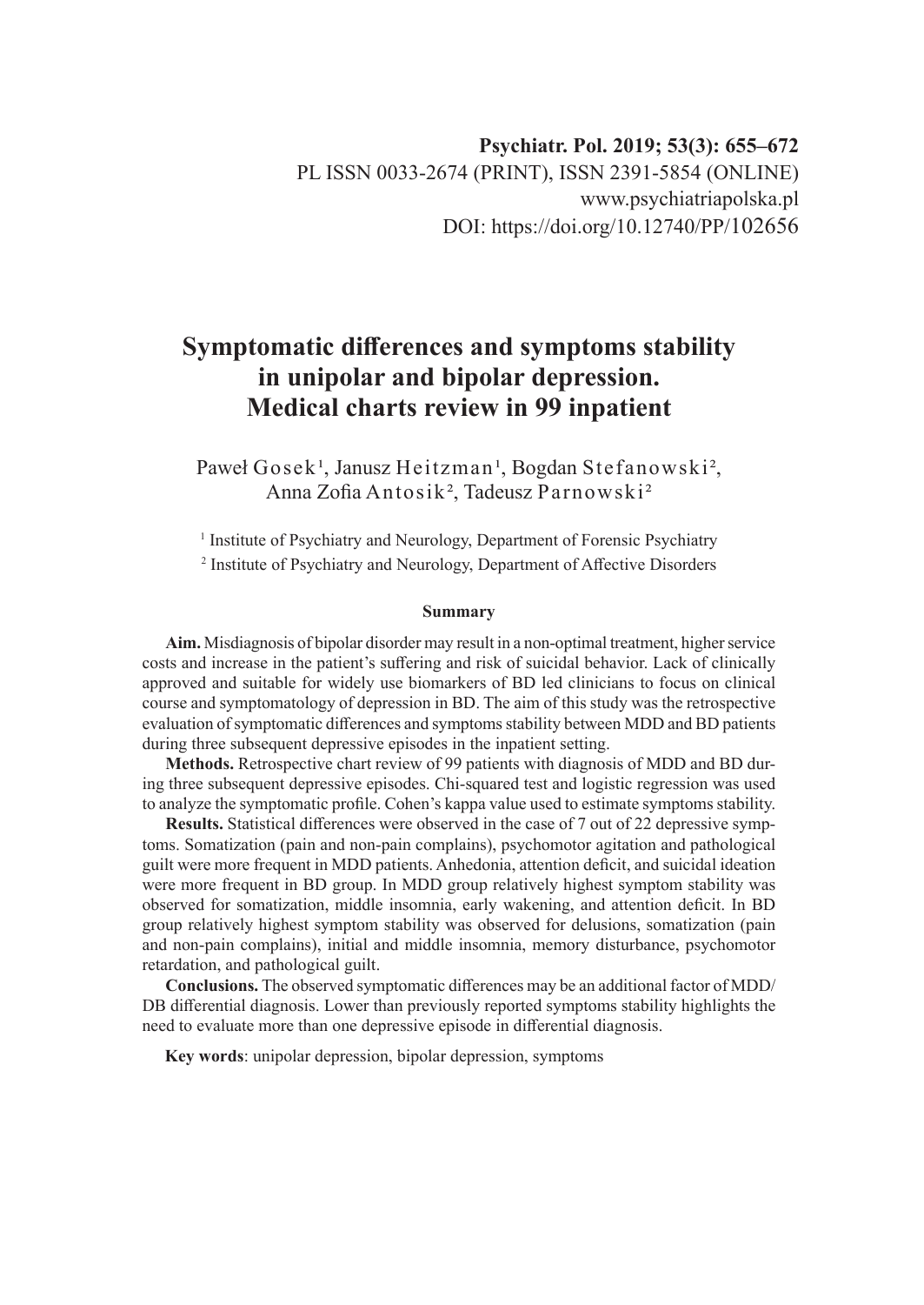Psychiatr. Pol. 2019; 53(3): 655–672

PL ISSN 0033-2674 (PRINT), ISSN 2391-5854 (ONLINE)

www.psychiatriapolska.pl

DOI: https://doi.org/10.12740/PP/102656

# Symptomatic differences and symptoms stability in unipolar and bipolar depression. Medical charts review in 99 inpatient

Paweł Gosek[1], Janusz Heitzman[1], Bogdan Stefanowski[2], Anna Zofia Antosik[2], Tadeusz Parnowski[2]

[1] Institute of Psychiatry and Neurology, Department of Forensic Psychiatry

[2] Institute of Psychiatry and Neurology, Department of Affective Disorders

### Summary

**Aim.** Misdiagnosis of bipolar disorder may result in a non-optimal treatment, higher service costs and increase in the patient's suffering and risk of suicidal behavior. Lack of clinically approved and suitable for widely use biomarkers of BD led clinicians to focus on clinical course and symptomatology of depression in BD. The aim of this study was the retrospective evaluation of symptomatic differences and symptoms stability between MDD and BD patients during three subsequent depressive episodes in the inpatient setting.

**Methods.** Retrospective chart review of 99 patients with diagnosis of MDD and BD during three subsequent depressive episodes. Chi-squared test and logistic regression was used to analyze the symptomatic profile. Cohen's kappa value used to estimate symptoms stability.

**Results.** Statistical differences were observed in the case of 7 out of 22 depressive symptoms. Somatization (pain and non-pain complains), psychomotor agitation and pathological guilt were more frequent in MDD patients. Anhedonia, attention deficit, and suicidal ideation were more frequent in BD group. In MDD group relatively highest symptom stability was observed for somatization, middle insomnia, early wakening, and attention deficit. In BD group relatively highest symptom stability was observed for delusions, somatization (pain and non-pain complains), initial and middle insomnia, memory disturbance, psychomotor retardation, and pathological guilt.

**Conclusions.** The observed symptomatic differences may be an additional factor of MDD/DB differential diagnosis. Lower than previously reported symptoms stability highlights the need to evaluate more than one depressive episode in differential diagnosis.

**Key words**: unipolar depression, bipolar depression, symptoms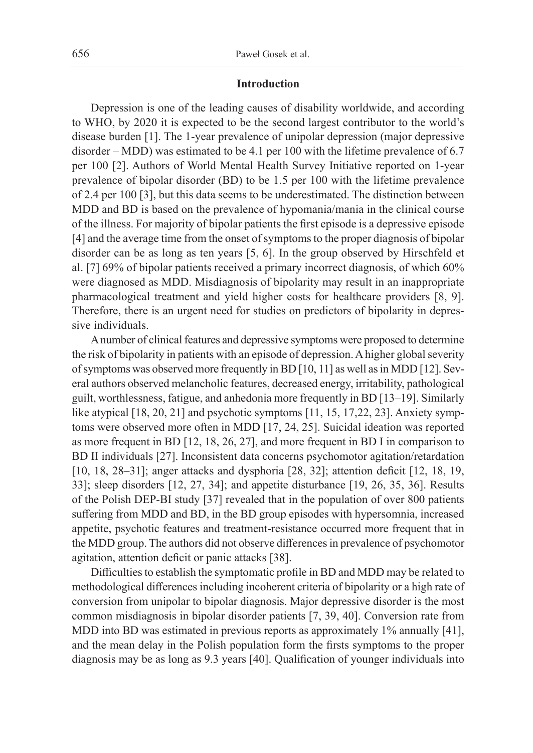## Introduction

Depression is one of the leading causes of disability worldwide, and according to WHO, by 2020 it is expected to be the second largest contributor to the world's disease burden [1]. The 1-year prevalence of unipolar depression (major depressive disorder – MDD) was estimated to be 4.1 per 100 with the lifetime prevalence of 6.7 per 100 [2]. Authors of World Mental Health Survey Initiative reported on 1-year prevalence of bipolar disorder (BD) to be 1.5 per 100 with the lifetime prevalence of 2.4 per 100 [3], but this data seems to be underestimated. The distinction between MDD and BD is based on the prevalence of hypomania/mania in the clinical course of the illness. For majority of bipolar patients the first episode is a depressive episode [4] and the average time from the onset of symptoms to the proper diagnosis of bipolar disorder can be as long as ten years [5, 6]. In the group observed by Hirschfeld et al. [7] 69% of bipolar patients received a primary incorrect diagnosis, of which 60% were diagnosed as MDD. Misdiagnosis of bipolarity may result in an inappropriate pharmacological treatment and yield higher costs for healthcare providers [8, 9]. Therefore, there is an urgent need for studies on predictors of bipolarity in depressive individuals.

A number of clinical features and depressive symptoms were proposed to determine the risk of bipolarity in patients with an episode of depression. A higher global severity of symptoms was observed more frequently in BD [10, 11] as well as in MDD [12]. Several authors observed melancholic features, decreased energy, irritability, pathological guilt, worthlessness, fatigue, and anhedonia more frequently in BD [13–19]. Similarly like atypical [18, 20, 21] and psychotic symptoms [11, 15, 17,22, 23]. Anxiety symptoms were observed more often in MDD [17, 24, 25]. Suicidal ideation was reported as more frequent in BD [12, 18, 26, 27], and more frequent in BD I in comparison to BD II individuals [27]. Inconsistent data concerns psychomotor agitation/retardation [10, 18, 28–31]; anger attacks and dysphoria [28, 32]; attention deficit [12, 18, 19, 33]; sleep disorders [12, 27, 34]; and appetite disturbance [19, 26, 35, 36]. Results of the Polish DEP-BI study [37] revealed that in the population of over 800 patients suffering from MDD and BD, in the BD group episodes with hypersomnia, increased appetite, psychotic features and treatment-resistance occurred more frequent that in the MDD group. The authors did not observe differences in prevalence of psychomotor agitation, attention deficit or panic attacks [38].

Difficulties to establish the symptomatic profile in BD and MDD may be related to methodological differences including incoherent criteria of bipolarity or a high rate of conversion from unipolar to bipolar diagnosis. Major depressive disorder is the most common misdiagnosis in bipolar disorder patients [7, 39, 40]. Conversion rate from MDD into BD was estimated in previous reports as approximately 1% annually [41], and the mean delay in the Polish population form the firsts symptoms to the proper diagnosis may be as long as 9.3 years [40]. Qualification of younger individuals into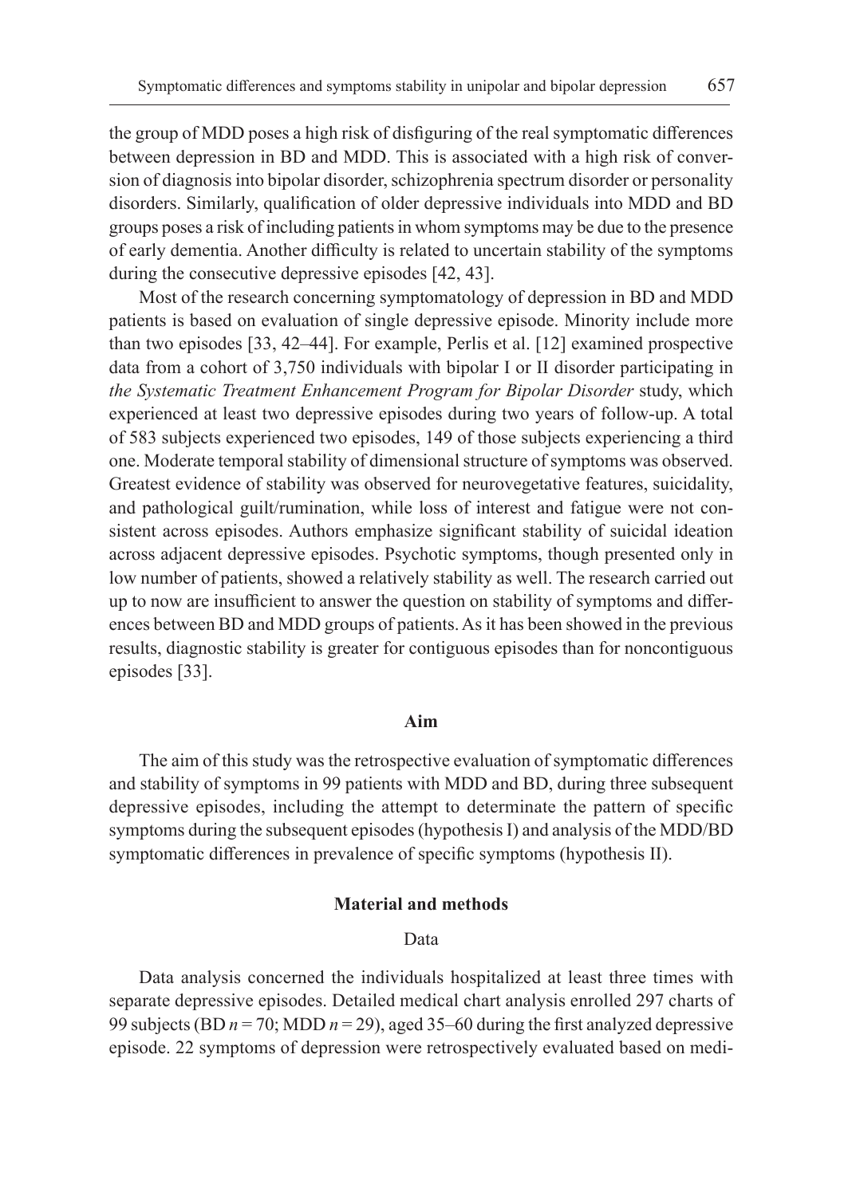the group of MDD poses a high risk of disfiguring of the real symptomatic differences between depression in BD and MDD. This is associated with a high risk of conversion of diagnosis into bipolar disorder, schizophrenia spectrum disorder or personality disorders. Similarly, qualification of older depressive individuals into MDD and BD groups poses a risk of including patients in whom symptoms may be due to the presence of early dementia. Another difficulty is related to uncertain stability of the symptoms during the consecutive depressive episodes [42, 43].

Most of the research concerning symptomatology of depression in BD and MDD patients is based on evaluation of single depressive episode. Minority include more than two episodes [33, 42–44]. For example, Perlis et al. [12] examined prospective data from a cohort of 3,750 individuals with bipolar I or II disorder participating in *the Systematic Treatment Enhancement Program for Bipolar Disorder* study, which experienced at least two depressive episodes during two years of follow-up. A total of 583 subjects experienced two episodes, 149 of those subjects experiencing a third one. Moderate temporal stability of dimensional structure of symptoms was observed. Greatest evidence of stability was observed for neurovegetative features, suicidality, and pathological guilt/rumination, while loss of interest and fatigue were not consistent across episodes. Authors emphasize significant stability of suicidal ideation across adjacent depressive episodes. Psychotic symptoms, though presented only in low number of patients, showed a relatively stability as well. The research carried out up to now are insufficient to answer the question on stability of symptoms and differences between BD and MDD groups of patients. As it has been showed in the previous results, diagnostic stability is greater for contiguous episodes than for noncontiguous episodes [33].

## Aim

The aim of this study was the retrospective evaluation of symptomatic differences and stability of symptoms in 99 patients with MDD and BD, during three subsequent depressive episodes, including the attempt to determinate the pattern of specific symptoms during the subsequent episodes (hypothesis I) and analysis of the MDD/BD symptomatic differences in prevalence of specific symptoms (hypothesis II).

## Material and methods

### Data

Data analysis concerned the individuals hospitalized at least three times with separate depressive episodes. Detailed medical chart analysis enrolled 297 charts of 99 subjects (BD $n = 70$; MDD $n = 29$), aged 35–60 during the first analyzed depressive episode. 22 symptoms of depression were retrospectively evaluated based on medi-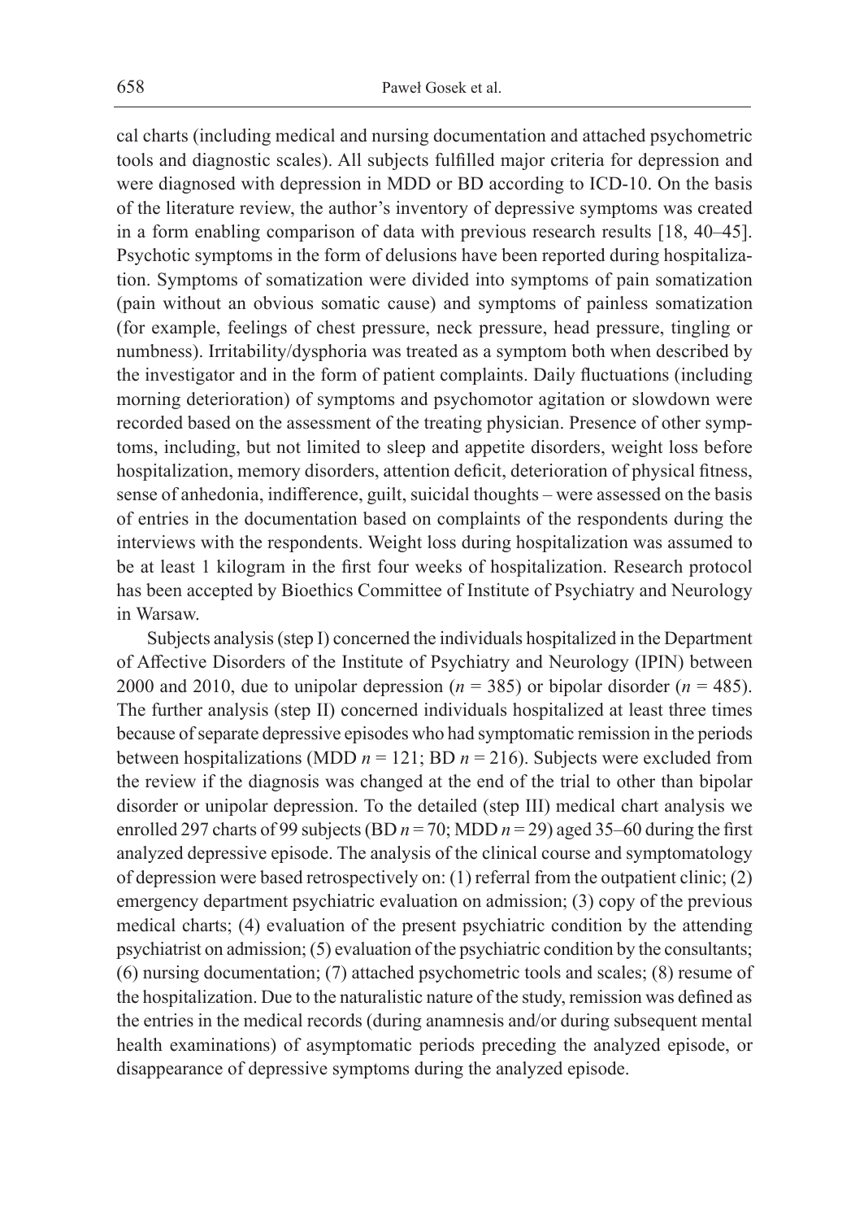cal charts (including medical and nursing documentation and attached psychometric tools and diagnostic scales). All subjects fulfilled major criteria for depression and were diagnosed with depression in MDD or BD according to ICD-10. On the basis of the literature review, the author's inventory of depressive symptoms was created in a form enabling comparison of data with previous research results [18, 40–45]. Psychotic symptoms in the form of delusions have been reported during hospitalization. Symptoms of somatization were divided into symptoms of pain somatization (pain without an obvious somatic cause) and symptoms of painless somatization (for example, feelings of chest pressure, neck pressure, head pressure, tingling or numbness). Irritability/dysphoria was treated as a symptom both when described by the investigator and in the form of patient complaints. Daily fluctuations (including morning deterioration) of symptoms and psychomotor agitation or slowdown were recorded based on the assessment of the treating physician. Presence of other symptoms, including, but not limited to sleep and appetite disorders, weight loss before hospitalization, memory disorders, attention deficit, deterioration of physical fitness, sense of anhedonia, indifference, guilt, suicidal thoughts – were assessed on the basis of entries in the documentation based on complaints of the respondents during the interviews with the respondents. Weight loss during hospitalization was assumed to be at least 1 kilogram in the first four weeks of hospitalization. Research protocol has been accepted by Bioethics Committee of Institute of Psychiatry and Neurology in Warsaw.

Subjects analysis (step I) concerned the individuals hospitalized in the Department of Affective Disorders of the Institute of Psychiatry and Neurology (IPIN) between 2000 and 2010, due to unipolar depression ($n = 385$) or bipolar disorder ($n = 485$). The further analysis (step II) concerned individuals hospitalized at least three times because of separate depressive episodes who had symptomatic remission in the periods between hospitalizations (MDD $n = 121$; BD $n = 216$). Subjects were excluded from the review if the diagnosis was changed at the end of the trial to other than bipolar disorder or unipolar depression. To the detailed (step III) medical chart analysis we enrolled 297 charts of 99 subjects (BD $n = 70$; MDD $n = 29$) aged 35–60 during the first analyzed depressive episode. The analysis of the clinical course and symptomatology of depression were based retrospectively on: (1) referral from the outpatient clinic; (2) emergency department psychiatric evaluation on admission; (3) copy of the previous medical charts; (4) evaluation of the present psychiatric condition by the attending psychiatrist on admission; (5) evaluation of the psychiatric condition by the consultants; (6) nursing documentation; (7) attached psychometric tools and scales; (8) resume of the hospitalization. Due to the naturalistic nature of the study, remission was defined as the entries in the medical records (during anamnesis and/or during subsequent mental health examinations) of asymptomatic periods preceding the analyzed episode, or disappearance of depressive symptoms during the analyzed episode.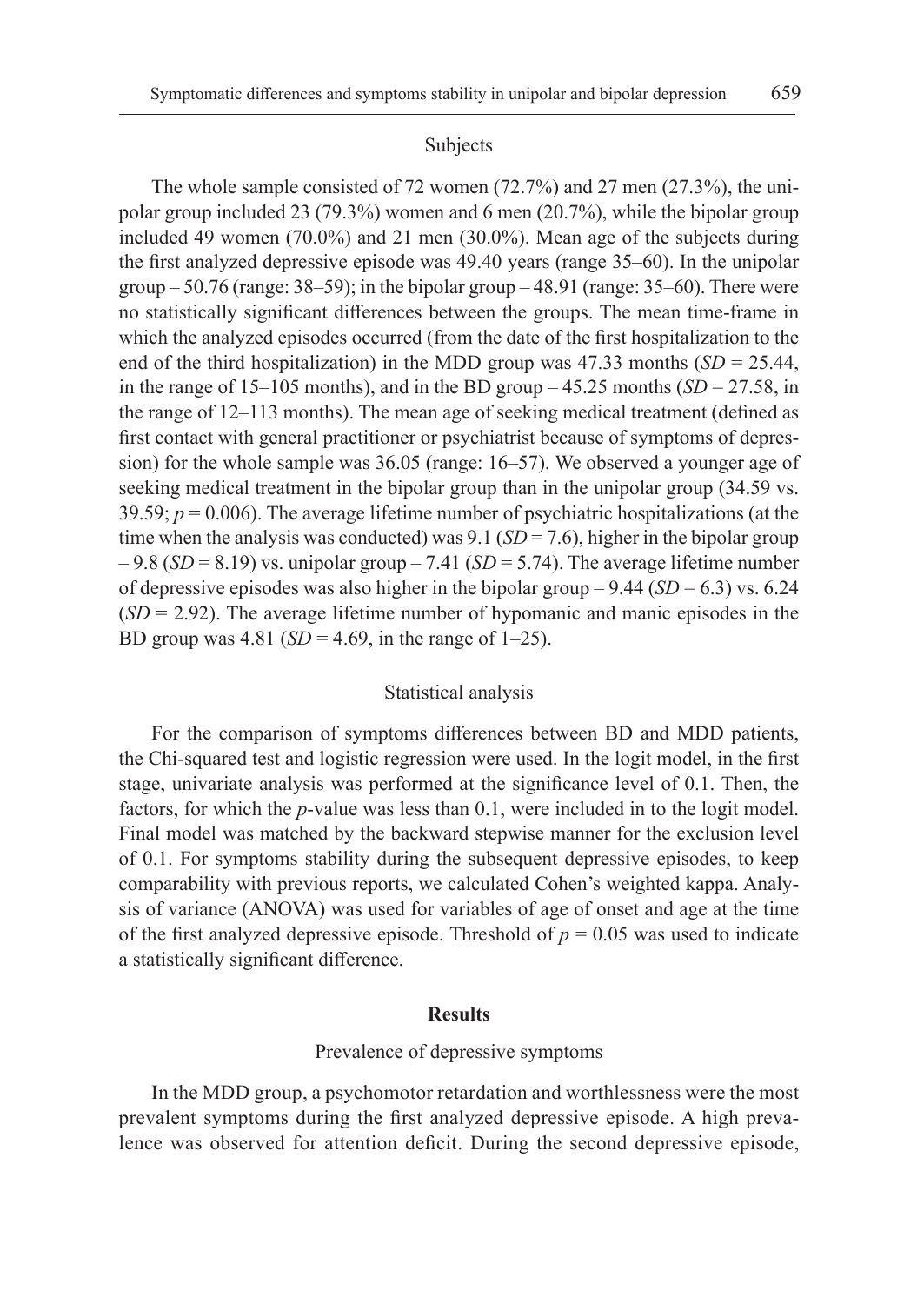### Subjects

The whole sample consisted of 72 women (72.7%) and 27 men (27.3%), the unipolar group included 23 (79.3%) women and 6 men (20.7%), while the bipolar group included 49 women (70.0%) and 21 men (30.0%). Mean age of the subjects during the first analyzed depressive episode was 49.40 years (range 35–60). In the unipolar group – 50.76 (range: 38–59); in the bipolar group – 48.91 (range: 35–60). There were no statistically significant differences between the groups. The mean time-frame in which the analyzed episodes occurred (from the date of the first hospitalization to the end of the third hospitalization) in the MDD group was 47.33 months ($SD = 25.44$, in the range of 15–105 months), and in the BD group – 45.25 months ($SD = 27.58$, in the range of 12–113 months). The mean age of seeking medical treatment (defined as first contact with general practitioner or psychiatrist because of symptoms of depression) for the whole sample was 36.05 (range: 16–57). We observed a younger age of seeking medical treatment in the bipolar group than in the unipolar group (34.59 vs. 39.59; $p = 0.006$). The average lifetime number of psychiatric hospitalizations (at the time when the analysis was conducted) was 9.1 ($SD = 7.6$), higher in the bipolar group – 9.8 ($SD = 8.19$) vs. unipolar group – 7.41 ($SD = 5.74$). The average lifetime number of depressive episodes was also higher in the bipolar group – 9.44 ($SD = 6.3$) vs. 6.24 ($SD = 2.92$). The average lifetime number of hypomanic and manic episodes in the BD group was 4.81 ($SD = 4.69$, in the range of 1–25).

### Statistical analysis

For the comparison of symptoms differences between BD and MDD patients, the Chi-squared test and logistic regression were used. In the logit model, in the first stage, univariate analysis was performed at the significance level of 0.1. Then, the factors, for which the *p*-value was less than 0.1, were included in to the logit model. Final model was matched by the backward stepwise manner for the exclusion level of 0.1. For symptoms stability during the subsequent depressive episodes, to keep comparability with previous reports, we calculated Cohen's weighted kappa. Analysis of variance (ANOVA) was used for variables of age of onset and age at the time of the first analyzed depressive episode. Threshold of $p = 0.05$ was used to indicate a statistically significant difference.

## Results

### Prevalence of depressive symptoms

In the MDD group, a psychomotor retardation and worthlessness were the most prevalent symptoms during the first analyzed depressive episode. A high prevalence was observed for attention deficit. During the second depressive episode,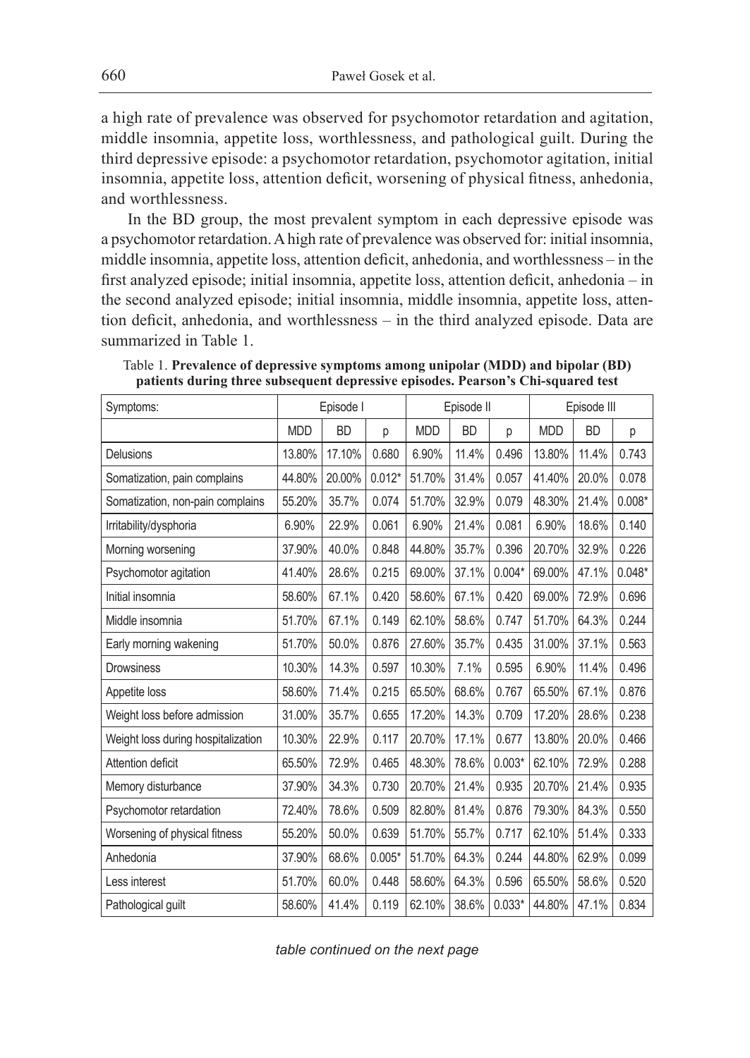a high rate of prevalence was observed for psychomotor retardation and agitation, middle insomnia, appetite loss, worthlessness, and pathological guilt. During the third depressive episode: a psychomotor retardation, psychomotor agitation, initial insomnia, appetite loss, attention deficit, worsening of physical fitness, anhedonia, and worthlessness.

In the BD group, the most prevalent symptom in each depressive episode was a psychomotor retardation. A high rate of prevalence was observed for: initial insomnia, middle insomnia, appetite loss, attention deficit, anhedonia, and worthlessness – in the first analyzed episode; initial insomnia, appetite loss, attention deficit, anhedonia – in the second analyzed episode; initial insomnia, middle insomnia, appetite loss, attention deficit, anhedonia, and worthlessness – in the third analyzed episode. Data are summarized in Table 1.

Table 1. **Prevalence of depressive symptoms among unipolar (MDD) and bipolar (BD) patients during three subsequent depressive episodes. Pearson's Chi-squared test**

| Symptoms: | Episode I | | | Episode II | | | Episode III | | |
|---|---|---|---|---|---|---|---|---|---|
| | MDD | BD | p | MDD | BD | p | MDD | BD | p |
| Delusions | 13.80% | 17.10% | 0.680 | 6.90% | 11.4% | 0.496 | 13.80% | 11.4% | 0.743 |
| Somatization, pain complains | 44.80% | 20.00% | 0.012* | 51.70% | 31.4% | 0.057 | 41.40% | 20.0% | 0.078 |
| Somatization, non-pain complains | 55.20% | 35.7% | 0.074 | 51.70% | 32.9% | 0.079 | 48.30% | 21.4% | 0.008* |
| Irritability/dysphoria | 6.90% | 22.9% | 0.061 | 6.90% | 21.4% | 0.081 | 6.90% | 18.6% | 0.140 |
| Morning worsening | 37.90% | 40.0% | 0.848 | 44.80% | 35.7% | 0.396 | 20.70% | 32.9% | 0.226 |
| Psychomotor agitation | 41.40% | 28.6% | 0.215 | 69.00% | 37.1% | 0.004* | 69.00% | 47.1% | 0.048* |
| Initial insomnia | 58.60% | 67.1% | 0.420 | 58.60% | 67.1% | 0.420 | 69.00% | 72.9% | 0.696 |
| Middle insomnia | 51.70% | 67.1% | 0.149 | 62.10% | 58.6% | 0.747 | 51.70% | 64.3% | 0.244 |
| Early morning wakening | 51.70% | 50.0% | 0.876 | 27.60% | 35.7% | 0.435 | 31.00% | 37.1% | 0.563 |
| Drowsiness | 10.30% | 14.3% | 0.597 | 10.30% | 7.1% | 0.595 | 6.90% | 11.4% | 0.496 |
| Appetite loss | 58.60% | 71.4% | 0.215 | 65.50% | 68.6% | 0.767 | 65.50% | 67.1% | 0.876 |
| Weight loss before admission | 31.00% | 35.7% | 0.655 | 17.20% | 14.3% | 0.709 | 17.20% | 28.6% | 0.238 |
| Weight loss during hospitalization | 10.30% | 22.9% | 0.117 | 20.70% | 17.1% | 0.677 | 13.80% | 20.0% | 0.466 |
| Attention deficit | 65.50% | 72.9% | 0.465 | 48.30% | 78.6% | 0.003* | 62.10% | 72.9% | 0.288 |
| Memory disturbance | 37.90% | 34.3% | 0.730 | 20.70% | 21.4% | 0.935 | 20.70% | 21.4% | 0.935 |
| Psychomotor retardation | 72.40% | 78.6% | 0.509 | 82.80% | 81.4% | 0.876 | 79.30% | 84.3% | 0.550 |
| Worsening of physical fitness | 55.20% | 50.0% | 0.639 | 51.70% | 55.7% | 0.717 | 62.10% | 51.4% | 0.333 |
| Anhedonia | 37.90% | 68.6% | 0.005* | 51.70% | 64.3% | 0.244 | 44.80% | 62.9% | 0.099 |
| Less interest | 51.70% | 60.0% | 0.448 | 58.60% | 64.3% | 0.596 | 65.50% | 58.6% | 0.520 |
| Pathological guilt | 58.60% | 41.4% | 0.119 | 62.10% | 38.6% | 0.033* | 44.80% | 47.1% | 0.834 |

*table continued on the next page*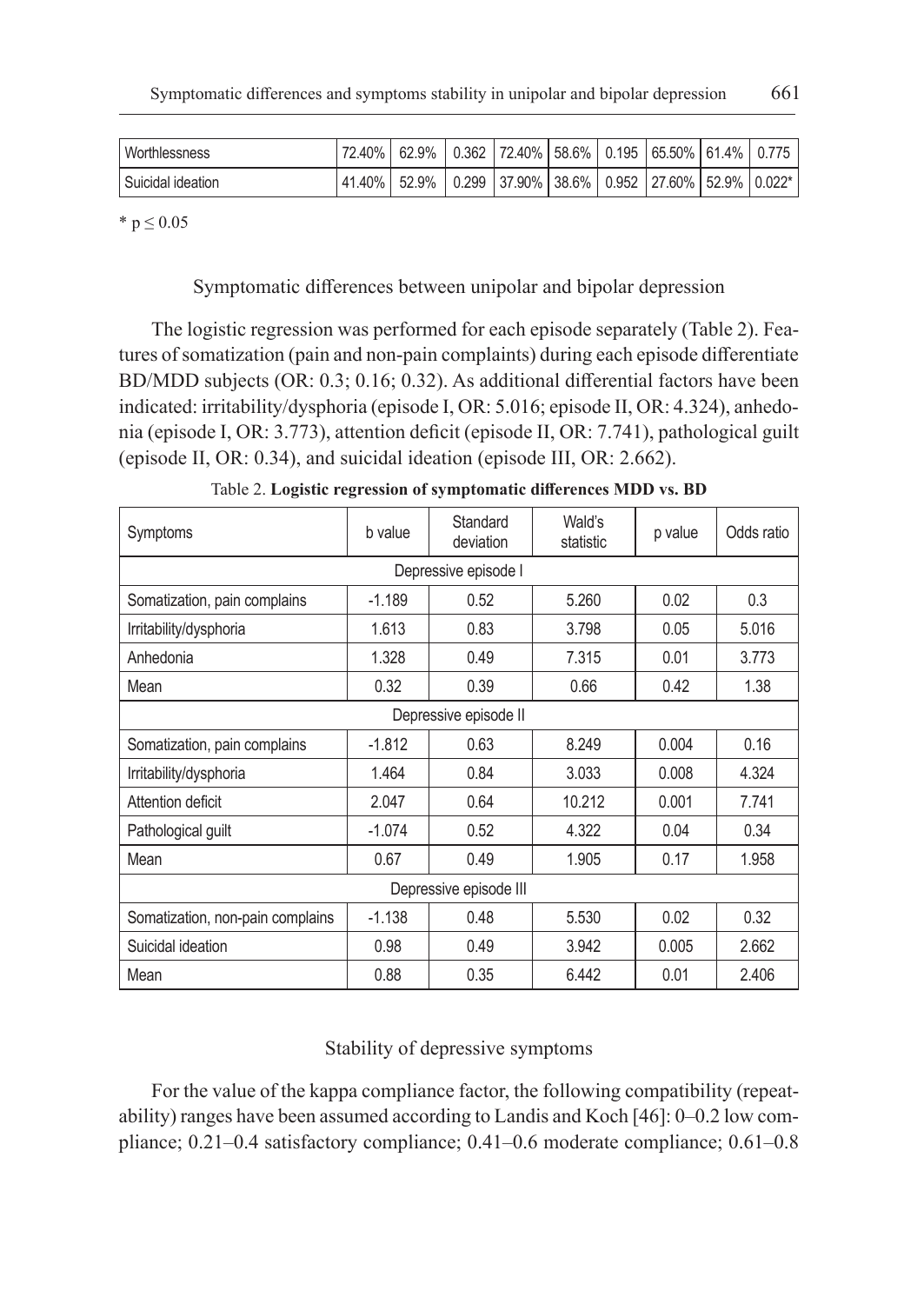| Worthlessness | 72.40% | 62.9% | 0.362 | 72.40% | 58.6% | 0.195 | 65.50% | 61.4% | 0.775 |
|---|---|---|---|---|---|---|---|---|---|
| Suicidal ideation | 41.40% | 52.9% | 0.299 | 37.90% | 38.6% | 0.952 | 27.60% | 52.9% | 0.022* |

* $p \leq 0.05$

### Symptomatic differences between unipolar and bipolar depression

The logistic regression was performed for each episode separately (Table 2). Features of somatization (pain and non-pain complaints) during each episode differentiate BD/MDD subjects (OR: 0.3; 0.16; 0.32). As additional differential factors have been indicated: irritability/dysphoria (episode I, OR: 5.016; episode II, OR: 4.324), anhedonia (episode I, OR: 3.773), attention deficit (episode II, OR: 7.741), pathological guilt (episode II, OR: 0.34), and suicidal ideation (episode III, OR: 2.662).

Table 2. **Logistic regression of symptomatic differences MDD vs. BD**

| Symptoms | b value | Standard deviation | Wald's statistic | p value | Odds ratio |
|---|---|---|---|---|---|
| Depressive episode I | | | | | |
| Somatization, pain complains | -1.189 | 0.52 | 5.260 | 0.02 | 0.3 |
| Irritability/dysphoria | 1.613 | 0.83 | 3.798 | 0.05 | 5.016 |
| Anhedonia | 1.328 | 0.49 | 7.315 | 0.01 | 3.773 |
| Mean | 0.32 | 0.39 | 0.66 | 0.42 | 1.38 |
| Depressive episode II | | | | | |
| Somatization, pain complains | -1.812 | 0.63 | 8.249 | 0.004 | 0.16 |
| Irritability/dysphoria | 1.464 | 0.84 | 3.033 | 0.008 | 4.324 |
| Attention deficit | 2.047 | 0.64 | 10.212 | 0.001 | 7.741 |
| Pathological guilt | -1.074 | 0.52 | 4.322 | 0.04 | 0.34 |
| Mean | 0.67 | 0.49 | 1.905 | 0.17 | 1.958 |
| Depressive episode III | | | | | |
| Somatization, non-pain complains | -1.138 | 0.48 | 5.530 | 0.02 | 0.32 |
| Suicidal ideation | 0.98 | 0.49 | 3.942 | 0.005 | 2.662 |
| Mean | 0.88 | 0.35 | 6.442 | 0.01 | 2.406 |

### Stability of depressive symptoms

For the value of the kappa compliance factor, the following compatibility (repeatability) ranges have been assumed according to Landis and Koch [46]: 0–0.2 low compliance; 0.21–0.4 satisfactory compliance; 0.41–0.6 moderate compliance; 0.61–0.8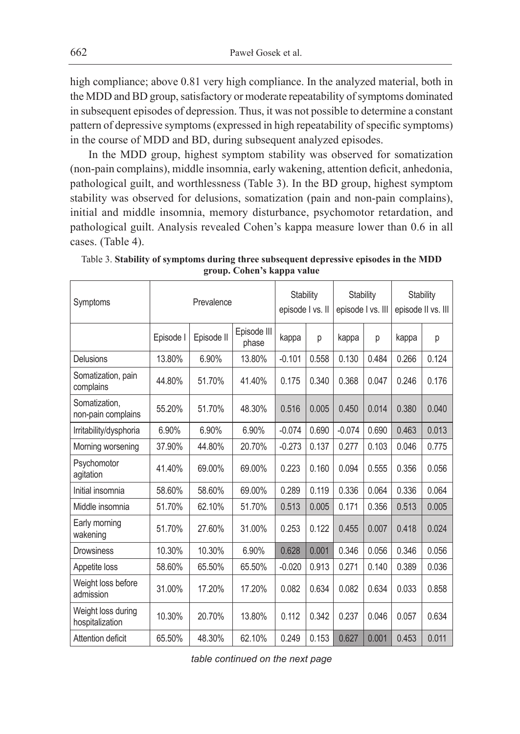high compliance; above 0.81 very high compliance. In the analyzed material, both in the MDD and BD group, satisfactory or moderate repeatability of symptoms dominated in subsequent episodes of depression. Thus, it was not possible to determine a constant pattern of depressive symptoms (expressed in high repeatability of specific symptoms) in the course of MDD and BD, during subsequent analyzed episodes.

In the MDD group, highest symptom stability was observed for somatization (non-pain complains), middle insomnia, early wakening, attention deficit, anhedonia, pathological guilt, and worthlessness (Table 3). In the BD group, highest symptom stability was observed for delusions, somatization (pain and non-pain complains), initial and middle insomnia, memory disturbance, psychomotor retardation, and pathological guilt. Analysis revealed Cohen's kappa measure lower than 0.6 in all cases. (Table 4).

Table 3. **Stability of symptoms during three subsequent depressive episodes in the MDD group. Cohen's kappa value**

| Symptoms | Prevalence | | | Stability episode I vs. II | | Stability episode I vs. III | | Stability episode II vs. III | |
|---|---|---|---|---|---|---|---|---|---|
| | Episode I | Episode II | Episode III phase | kappa | p | kappa | p | kappa | p |
| Delusions | 13.80% | 6.90% | 13.80% | -0.101 | 0.558 | 0.130 | 0.484 | 0.266 | 0.124 |
| Somatization, pain complains | 44.80% | 51.70% | 41.40% | 0.175 | 0.340 | 0.368 | 0.047 | 0.246 | 0.176 |
| Somatization, non-pain complains | 55.20% | 51.70% | 48.30% | 0.516 | 0.005 | 0.450 | 0.014 | 0.380 | 0.040 |
| Irritability/dysphoria | 6.90% | 6.90% | 6.90% | -0.074 | 0.690 | -0.074 | 0.690 | 0.463 | 0.013 |
| Morning worsening | 37.90% | 44.80% | 20.70% | -0.273 | 0.137 | 0.277 | 0.103 | 0.046 | 0.775 |
| Psychomotor agitation | 41.40% | 69.00% | 69.00% | 0.223 | 0.160 | 0.094 | 0.555 | 0.356 | 0.056 |
| Initial insomnia | 58.60% | 58.60% | 69.00% | 0.289 | 0.119 | 0.336 | 0.064 | 0.336 | 0.064 |
| Middle insomnia | 51.70% | 62.10% | 51.70% | 0.513 | 0.005 | 0.171 | 0.356 | 0.513 | 0.005 |
| Early morning wakening | 51.70% | 27.60% | 31.00% | 0.253 | 0.122 | 0.455 | 0.007 | 0.418 | 0.024 |
| Drowsiness | 10.30% | 10.30% | 6.90% | 0.628 | 0.001 | 0.346 | 0.056 | 0.346 | 0.056 |
| Appetite loss | 58.60% | 65.50% | 65.50% | -0.020 | 0.913 | 0.271 | 0.140 | 0.389 | 0.036 |
| Weight loss before admission | 31.00% | 17.20% | 17.20% | 0.082 | 0.634 | 0.082 | 0.634 | 0.033 | 0.858 |
| Weight loss during hospitalization | 10.30% | 20.70% | 13.80% | 0.112 | 0.342 | 0.237 | 0.046 | 0.057 | 0.634 |
| Attention deficit | 65.50% | 48.30% | 62.10% | 0.249 | 0.153 | 0.627 | 0.001 | 0.453 | 0.011 |

*table continued on the next page*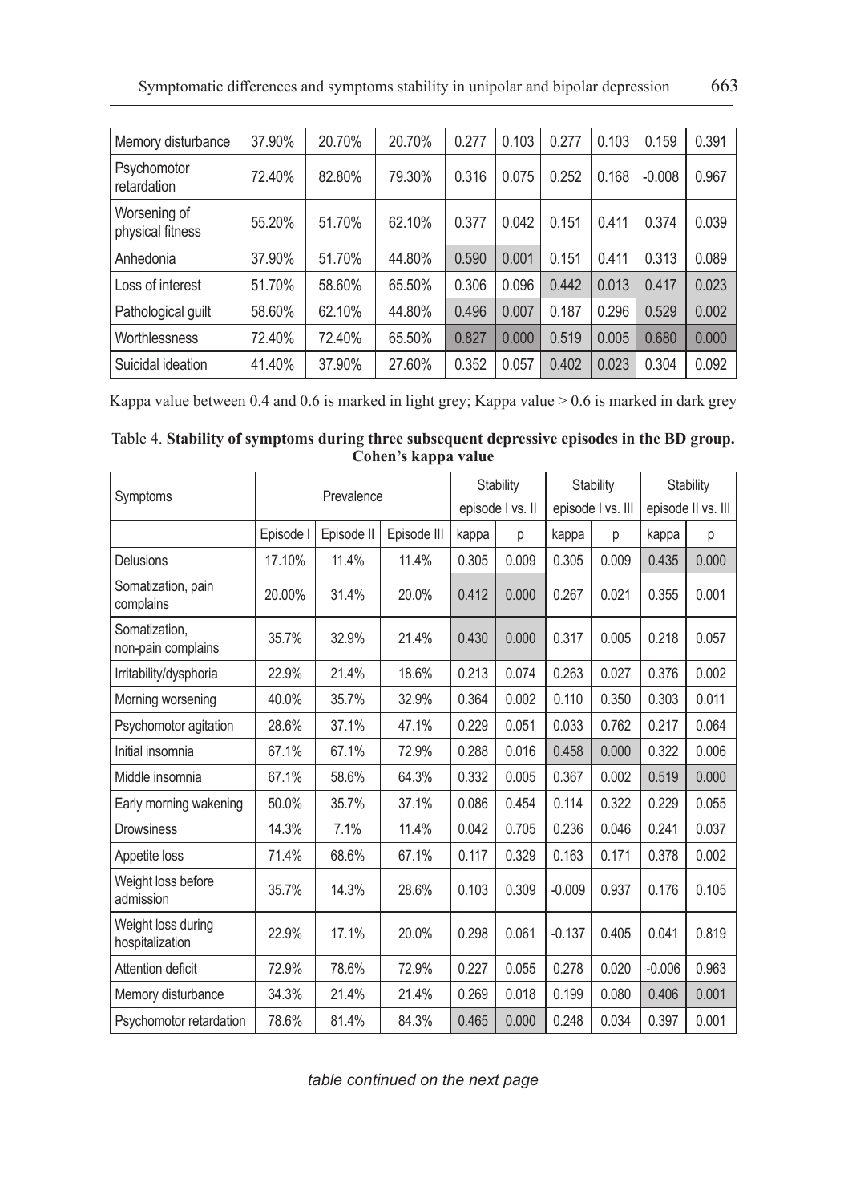| Memory disturbance | 37.90% | 20.70% | 20.70% | 0.277 | 0.103 | 0.277 | 0.103 | 0.159 | 0.391 |
|---|---|---|---|---|---|---|---|---|---|
| Psychomotor retardation | 72.40% | 82.80% | 79.30% | 0.316 | 0.075 | 0.252 | 0.168 | -0.008 | 0.967 |
| Worsening of physical fitness | 55.20% | 51.70% | 62.10% | 0.377 | 0.042 | 0.151 | 0.411 | 0.374 | 0.039 |
| Anhedonia | 37.90% | 51.70% | 44.80% | 0.590 | 0.001 | 0.151 | 0.411 | 0.313 | 0.089 |
| Loss of interest | 51.70% | 58.60% | 65.50% | 0.306 | 0.096 | 0.442 | 0.013 | 0.417 | 0.023 |
| Pathological guilt | 58.60% | 62.10% | 44.80% | 0.496 | 0.007 | 0.187 | 0.296 | 0.529 | 0.002 |
| Worthlessness | 72.40% | 72.40% | 65.50% | 0.827 | 0.000 | 0.519 | 0.005 | 0.680 | 0.000 |
| Suicidal ideation | 41.40% | 37.90% | 27.60% | 0.352 | 0.057 | 0.402 | 0.023 | 0.304 | 0.092 |

Kappa value between 0.4 and 0.6 is marked in light grey; Kappa value > 0.6 is marked in dark grey

Table 4. **Stability of symptoms during three subsequent depressive episodes in the BD group. Cohen's kappa value**

| Symptoms | Prevalence | | | Stability episode I vs. II | | Stability episode I vs. III | | Stability episode II vs. III | |
|---|---|---|---|---|---|---|---|---|---|
| | Episode I | Episode II | Episode III | kappa | p | kappa | p | kappa | p |
| Delusions | 17.10% | 11.4% | 11.4% | 0.305 | 0.009 | 0.305 | 0.009 | 0.435 | 0.000 |
| Somatization, pain complains | 20.00% | 31.4% | 20.0% | 0.412 | 0.000 | 0.267 | 0.021 | 0.355 | 0.001 |
| Somatization, non-pain complains | 35.7% | 32.9% | 21.4% | 0.430 | 0.000 | 0.317 | 0.005 | 0.218 | 0.057 |
| Irritability/dysphoria | 22.9% | 21.4% | 18.6% | 0.213 | 0.074 | 0.263 | 0.027 | 0.376 | 0.002 |
| Morning worsening | 40.0% | 35.7% | 32.9% | 0.364 | 0.002 | 0.110 | 0.350 | 0.303 | 0.011 |
| Psychomotor agitation | 28.6% | 37.1% | 47.1% | 0.229 | 0.051 | 0.033 | 0.762 | 0.217 | 0.064 |
| Initial insomnia | 67.1% | 67.1% | 72.9% | 0.288 | 0.016 | 0.458 | 0.000 | 0.322 | 0.006 |
| Middle insomnia | 67.1% | 58.6% | 64.3% | 0.332 | 0.005 | 0.367 | 0.002 | 0.519 | 0.000 |
| Early morning wakening | 50.0% | 35.7% | 37.1% | 0.086 | 0.454 | 0.114 | 0.322 | 0.229 | 0.055 |
| Drowsiness | 14.3% | 7.1% | 11.4% | 0.042 | 0.705 | 0.236 | 0.046 | 0.241 | 0.037 |
| Appetite loss | 71.4% | 68.6% | 67.1% | 0.117 | 0.329 | 0.163 | 0.171 | 0.378 | 0.002 |
| Weight loss before admission | 35.7% | 14.3% | 28.6% | 0.103 | 0.309 | -0.009 | 0.937 | 0.176 | 0.105 |
| Weight loss during hospitalization | 22.9% | 17.1% | 20.0% | 0.298 | 0.061 | -0.137 | 0.405 | 0.041 | 0.819 |
| Attention deficit | 72.9% | 78.6% | 72.9% | 0.227 | 0.055 | 0.278 | 0.020 | -0.006 | 0.963 |
| Memory disturbance | 34.3% | 21.4% | 21.4% | 0.269 | 0.018 | 0.199 | 0.080 | 0.406 | 0.001 |
| Psychomotor retardation | 78.6% | 81.4% | 84.3% | 0.465 | 0.000 | 0.248 | 0.034 | 0.397 | 0.001 |

*table continued on the next page*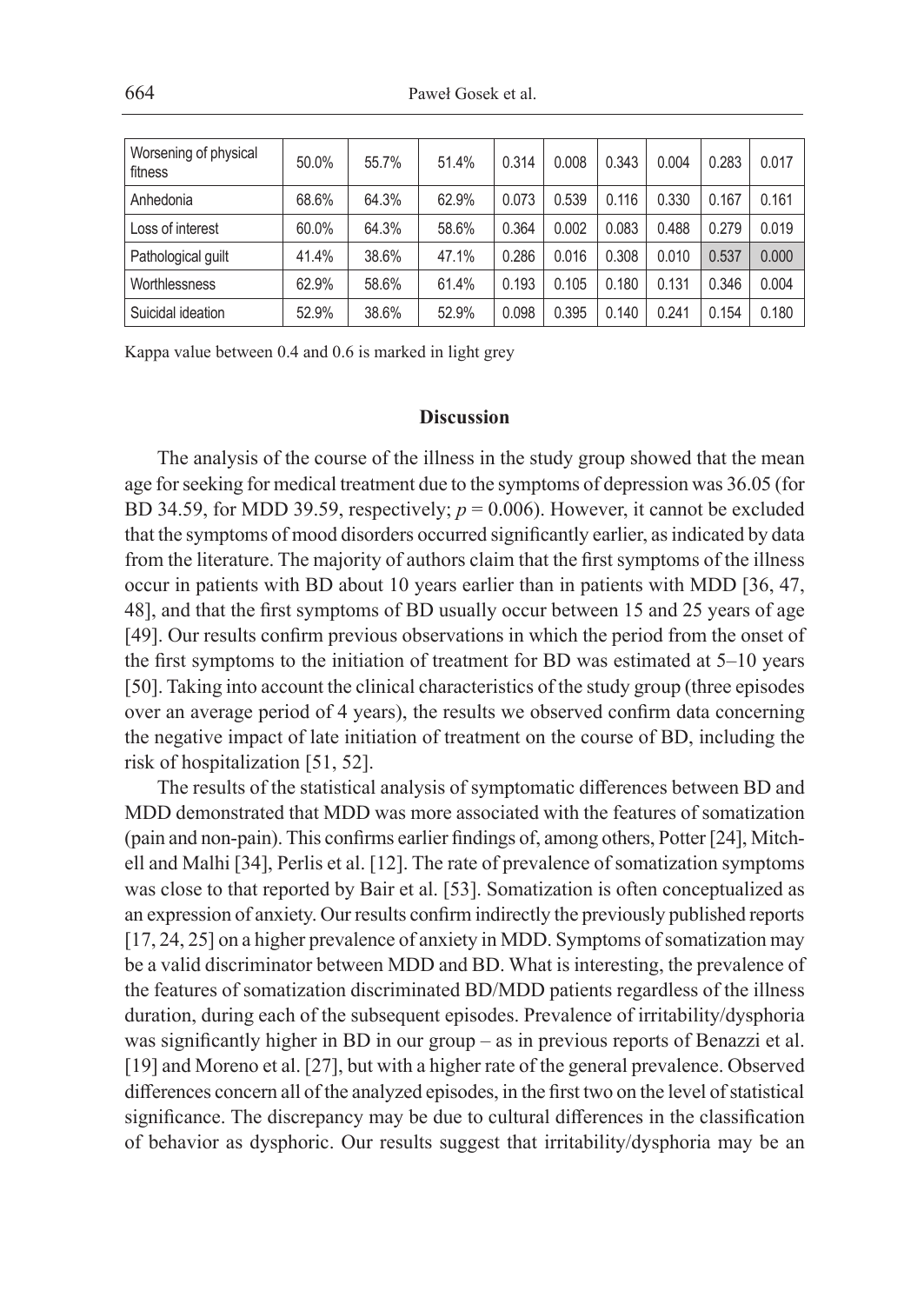| Worsening of physical fitness | 50.0% | 55.7% | 51.4% | 0.314 | 0.008 | 0.343 | 0.004 | 0.283 | 0.017 |
|---|---|---|---|---|---|---|---|---|---|
| Anhedonia | 68.6% | 64.3% | 62.9% | 0.073 | 0.539 | 0.116 | 0.330 | 0.167 | 0.161 |
| Loss of interest | 60.0% | 64.3% | 58.6% | 0.364 | 0.002 | 0.083 | 0.488 | 0.279 | 0.019 |
| Pathological guilt | 41.4% | 38.6% | 47.1% | 0.286 | 0.016 | 0.308 | 0.010 | 0.537 | 0.000 |
| Worthlessness | 62.9% | 58.6% | 61.4% | 0.193 | 0.105 | 0.180 | 0.131 | 0.346 | 0.004 |
| Suicidal ideation | 52.9% | 38.6% | 52.9% | 0.098 | 0.395 | 0.140 | 0.241 | 0.154 | 0.180 |

Kappa value between 0.4 and 0.6 is marked in light grey

## Discussion

The analysis of the course of the illness in the study group showed that the mean age for seeking for medical treatment due to the symptoms of depression was 36.05 (for BD 34.59, for MDD 39.59, respectively; $p = 0.006$). However, it cannot be excluded that the symptoms of mood disorders occurred significantly earlier, as indicated by data from the literature. The majority of authors claim that the first symptoms of the illness occur in patients with BD about 10 years earlier than in patients with MDD [36, 47, 48], and that the first symptoms of BD usually occur between 15 and 25 years of age [49]. Our results confirm previous observations in which the period from the onset of the first symptoms to the initiation of treatment for BD was estimated at 5–10 years [50]. Taking into account the clinical characteristics of the study group (three episodes over an average period of 4 years), the results we observed confirm data concerning the negative impact of late initiation of treatment on the course of BD, including the risk of hospitalization [51, 52].

The results of the statistical analysis of symptomatic differences between BD and MDD demonstrated that MDD was more associated with the features of somatization (pain and non-pain). This confirms earlier findings of, among others, Potter [24], Mitchell and Malhi [34], Perlis et al. [12]. The rate of prevalence of somatization symptoms was close to that reported by Bair et al. [53]. Somatization is often conceptualized as an expression of anxiety. Our results confirm indirectly the previously published reports [17, 24, 25] on a higher prevalence of anxiety in MDD. Symptoms of somatization may be a valid discriminator between MDD and BD. What is interesting, the prevalence of the features of somatization discriminated BD/MDD patients regardless of the illness duration, during each of the subsequent episodes. Prevalence of irritability/dysphoria was significantly higher in BD in our group – as in previous reports of Benazzi et al. [19] and Moreno et al. [27], but with a higher rate of the general prevalence. Observed differences concern all of the analyzed episodes, in the first two on the level of statistical significance. The discrepancy may be due to cultural differences in the classification of behavior as dysphoric. Our results suggest that irritability/dysphoria may be an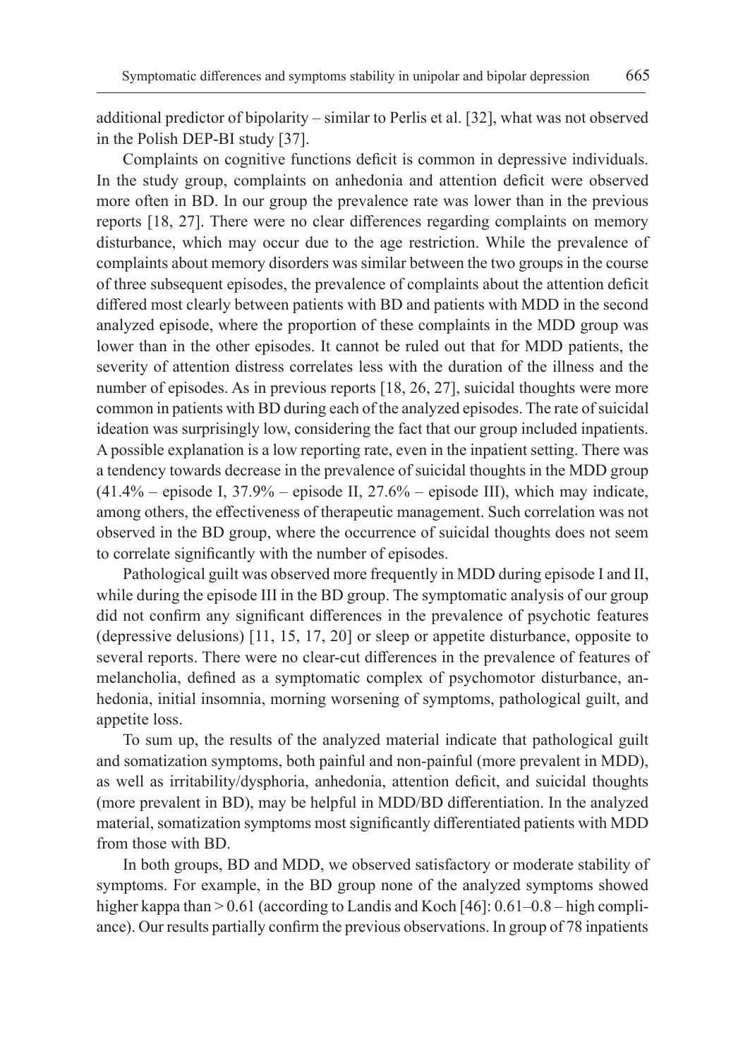additional predictor of bipolarity – similar to Perlis et al. [32], what was not observed in the Polish DEP-BI study [37].

Complaints on cognitive functions deficit is common in depressive individuals. In the study group, complaints on anhedonia and attention deficit were observed more often in BD. In our group the prevalence rate was lower than in the previous reports [18, 27]. There were no clear differences regarding complaints on memory disturbance, which may occur due to the age restriction. While the prevalence of complaints about memory disorders was similar between the two groups in the course of three subsequent episodes, the prevalence of complaints about the attention deficit differed most clearly between patients with BD and patients with MDD in the second analyzed episode, where the proportion of these complaints in the MDD group was lower than in the other episodes. It cannot be ruled out that for MDD patients, the severity of attention distress correlates less with the duration of the illness and the number of episodes. As in previous reports [18, 26, 27], suicidal thoughts were more common in patients with BD during each of the analyzed episodes. The rate of suicidal ideation was surprisingly low, considering the fact that our group included inpatients. A possible explanation is a low reporting rate, even in the inpatient setting. There was a tendency towards decrease in the prevalence of suicidal thoughts in the MDD group (41.4% – episode I, 37.9% – episode II, 27.6% – episode III), which may indicate, among others, the effectiveness of therapeutic management. Such correlation was not observed in the BD group, where the occurrence of suicidal thoughts does not seem to correlate significantly with the number of episodes.

Pathological guilt was observed more frequently in MDD during episode I and II, while during the episode III in the BD group. The symptomatic analysis of our group did not confirm any significant differences in the prevalence of psychotic features (depressive delusions) [11, 15, 17, 20] or sleep or appetite disturbance, opposite to several reports. There were no clear-cut differences in the prevalence of features of melancholia, defined as a symptomatic complex of psychomotor disturbance, anhedonia, initial insomnia, morning worsening of symptoms, pathological guilt, and appetite loss.

To sum up, the results of the analyzed material indicate that pathological guilt and somatization symptoms, both painful and non-painful (more prevalent in MDD), as well as irritability/dysphoria, anhedonia, attention deficit, and suicidal thoughts (more prevalent in BD), may be helpful in MDD/BD differentiation. In the analyzed material, somatization symptoms most significantly differentiated patients with MDD from those with BD.

In both groups, BD and MDD, we observed satisfactory or moderate stability of symptoms. For example, in the BD group none of the analyzed symptoms showed higher kappa than > 0.61 (according to Landis and Koch [46]: 0.61–0.8 – high compliance). Our results partially confirm the previous observations. In group of 78 inpatients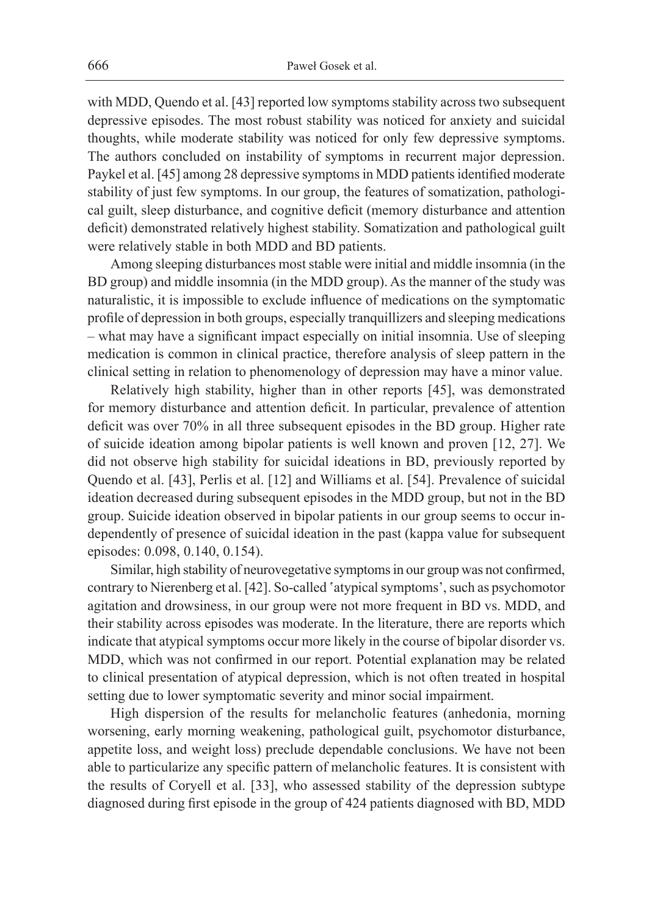with MDD, Quendo et al. [43] reported low symptoms stability across two subsequent depressive episodes. The most robust stability was noticed for anxiety and suicidal thoughts, while moderate stability was noticed for only few depressive symptoms. The authors concluded on instability of symptoms in recurrent major depression. Paykel et al. [45] among 28 depressive symptoms in MDD patients identified moderate stability of just few symptoms. In our group, the features of somatization, pathological guilt, sleep disturbance, and cognitive deficit (memory disturbance and attention deficit) demonstrated relatively highest stability. Somatization and pathological guilt were relatively stable in both MDD and BD patients.

Among sleeping disturbances most stable were initial and middle insomnia (in the BD group) and middle insomnia (in the MDD group). As the manner of the study was naturalistic, it is impossible to exclude influence of medications on the symptomatic profile of depression in both groups, especially tranquillizers and sleeping medications – what may have a significant impact especially on initial insomnia. Use of sleeping medication is common in clinical practice, therefore analysis of sleep pattern in the clinical setting in relation to phenomenology of depression may have a minor value.

Relatively high stability, higher than in other reports [45], was demonstrated for memory disturbance and attention deficit. In particular, prevalence of attention deficit was over 70% in all three subsequent episodes in the BD group. Higher rate of suicide ideation among bipolar patients is well known and proven [12, 27]. We did not observe high stability for suicidal ideations in BD, previously reported by Quendo et al. [43], Perlis et al. [12] and Williams et al. [54]. Prevalence of suicidal ideation decreased during subsequent episodes in the MDD group, but not in the BD group. Suicide ideation observed in bipolar patients in our group seems to occur independently of presence of suicidal ideation in the past (kappa value for subsequent episodes: 0.098, 0.140, 0.154).

Similar, high stability of neurovegetative symptoms in our group was not confirmed, contrary to Nierenberg et al. [42]. So-called 'atypical symptoms', such as psychomotor agitation and drowsiness, in our group were not more frequent in BD vs. MDD, and their stability across episodes was moderate. In the literature, there are reports which indicate that atypical symptoms occur more likely in the course of bipolar disorder vs. MDD, which was not confirmed in our report. Potential explanation may be related to clinical presentation of atypical depression, which is not often treated in hospital setting due to lower symptomatic severity and minor social impairment.

High dispersion of the results for melancholic features (anhedonia, morning worsening, early morning weakening, pathological guilt, psychomotor disturbance, appetite loss, and weight loss) preclude dependable conclusions. We have not been able to particularize any specific pattern of melancholic features. It is consistent with the results of Coryell et al. [33], who assessed stability of the depression subtype diagnosed during first episode in the group of 424 patients diagnosed with BD, MDD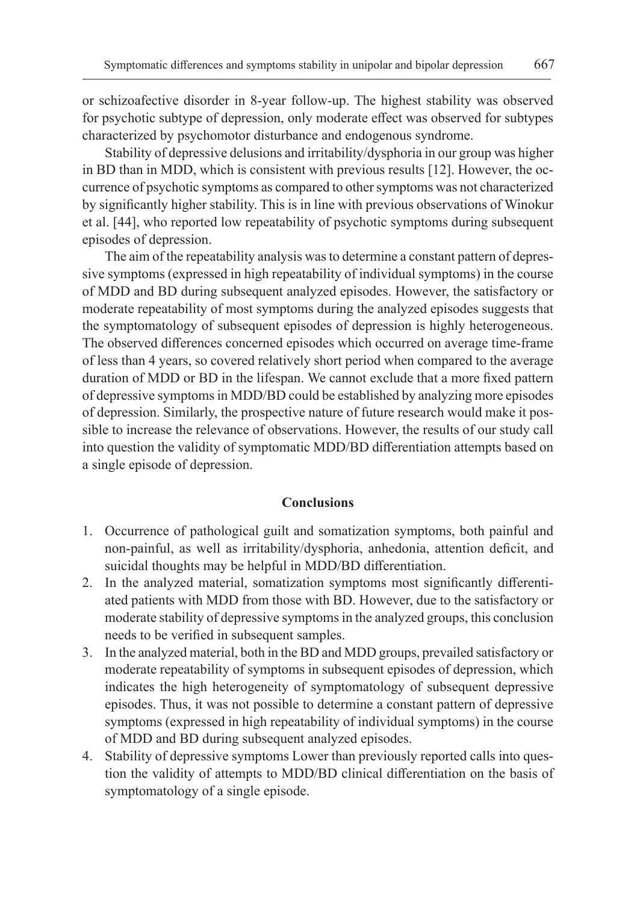or schizoaffective disorder in 8-year follow-up. The highest stability was observed for psychotic subtype of depression, only moderate effect was observed for subtypes characterized by psychomotor disturbance and endogenous syndrome.

Stability of depressive delusions and irritability/dysphoria in our group was higher in BD than in MDD, which is consistent with previous results [12]. However, the occurrence of psychotic symptoms as compared to other symptoms was not characterized by significantly higher stability. This is in line with previous observations of Winokur et al. [44], who reported low repeatability of psychotic symptoms during subsequent episodes of depression.

The aim of the repeatability analysis was to determine a constant pattern of depressive symptoms (expressed in high repeatability of individual symptoms) in the course of MDD and BD during subsequent analyzed episodes. However, the satisfactory or moderate repeatability of most symptoms during the analyzed episodes suggests that the symptomatology of subsequent episodes of depression is highly heterogeneous. The observed differences concerned episodes which occurred on average time-frame of less than 4 years, so covered relatively short period when compared to the average duration of MDD or BD in the lifespan. We cannot exclude that a more fixed pattern of depressive symptoms in MDD/BD could be established by analyzing more episodes of depression. Similarly, the prospective nature of future research would make it possible to increase the relevance of observations. However, the results of our study call into question the validity of symptomatic MDD/BD differentiation attempts based on a single episode of depression.

## Conclusions

1. Occurrence of pathological guilt and somatization symptoms, both painful and non-painful, as well as irritability/dysphoria, anhedonia, attention deficit, and suicidal thoughts may be helpful in MDD/BD differentiation.
2. In the analyzed material, somatization symptoms most significantly differentiated patients with MDD from those with BD. However, due to the satisfactory or moderate stability of depressive symptoms in the analyzed groups, this conclusion needs to be verified in subsequent samples.
3. In the analyzed material, both in the BD and MDD groups, prevailed satisfactory or moderate repeatability of symptoms in subsequent episodes of depression, which indicates the high heterogeneity of symptomatology of subsequent depressive episodes. Thus, it was not possible to determine a constant pattern of depressive symptoms (expressed in high repeatability of individual symptoms) in the course of MDD and BD during subsequent analyzed episodes.
4. Stability of depressive symptoms Lower than previously reported calls into question the validity of attempts to MDD/BD clinical differentiation on the basis of symptomatology of a single episode.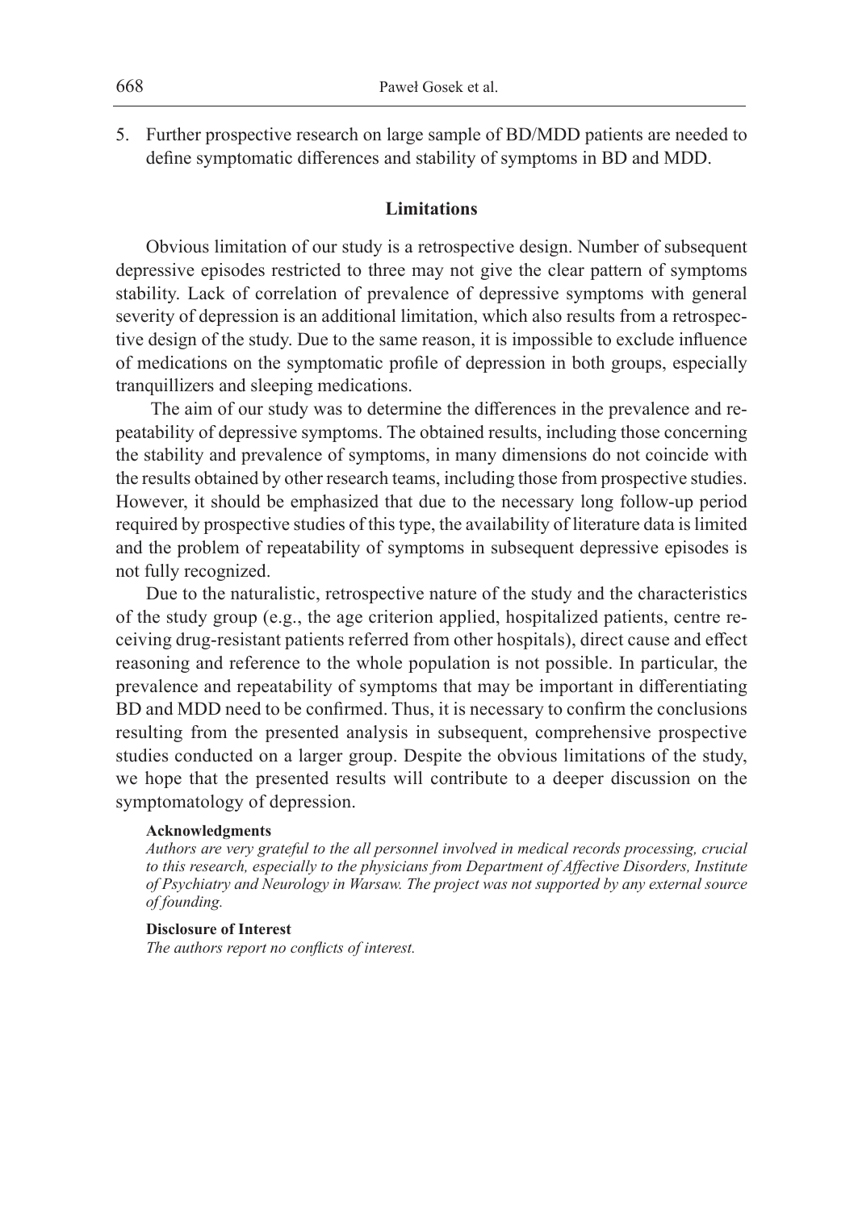5. Further prospective research on large sample of BD/MDD patients are needed to define symptomatic differences and stability of symptoms in BD and MDD.

## Limitations

Obvious limitation of our study is a retrospective design. Number of subsequent depressive episodes restricted to three may not give the clear pattern of symptoms stability. Lack of correlation of prevalence of depressive symptoms with general severity of depression is an additional limitation, which also results from a retrospective design of the study. Due to the same reason, it is impossible to exclude influence of medications on the symptomatic profile of depression in both groups, especially tranquillizers and sleeping medications.

The aim of our study was to determine the differences in the prevalence and repeatability of depressive symptoms. The obtained results, including those concerning the stability and prevalence of symptoms, in many dimensions do not coincide with the results obtained by other research teams, including those from prospective studies. However, it should be emphasized that due to the necessary long follow-up period required by prospective studies of this type, the availability of literature data is limited and the problem of repeatability of symptoms in subsequent depressive episodes is not fully recognized.

Due to the naturalistic, retrospective nature of the study and the characteristics of the study group (e.g., the age criterion applied, hospitalized patients, centre receiving drug-resistant patients referred from other hospitals), direct cause and effect reasoning and reference to the whole population is not possible. In particular, the prevalence and repeatability of symptoms that may be important in differentiating BD and MDD need to be confirmed. Thus, it is necessary to confirm the conclusions resulting from the presented analysis in subsequent, comprehensive prospective studies conducted on a larger group. Despite the obvious limitations of the study, we hope that the presented results will contribute to a deeper discussion on the symptomatology of depression.

**Acknowledgments**

*Authors are very grateful to the all personnel involved in medical records processing, crucial to this research, especially to the physicians from Department of Affective Disorders, Institute of Psychiatry and Neurology in Warsaw. The project was not supported by any external source of founding.*

**Disclosure of Interest**

*The authors report no conflicts of interest.*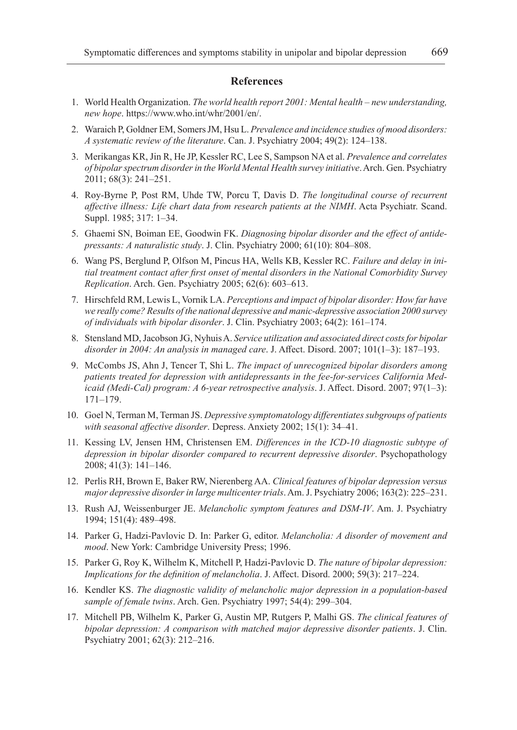## References

1. World Health Organization. *The world health report 2001: Mental health – new understanding, new hope*. https://www.who.int/whr/2001/en/.
2. Waraich P, Goldner EM, Somers JM, Hsu L. *Prevalence and incidence studies of mood disorders: A systematic review of the literature*. Can. J. Psychiatry 2004; 49(2): 124–138.
3. Merikangas KR, Jin R, He JP, Kessler RC, Lee S, Sampson NA et al. *Prevalence and correlates of bipolar spectrum disorder in the World Mental Health survey initiative*. Arch. Gen. Psychiatry 2011; 68(3): 241–251.
4. Roy-Byrne P, Post RM, Uhde TW, Porcu T, Davis D. *The longitudinal course of recurrent affective illness: Life chart data from research patients at the NIMH*. Acta Psychiatr. Scand. Suppl. 1985; 317: 1–34.
5. Ghaemi SN, Boiman EE, Goodwin FK. *Diagnosing bipolar disorder and the effect of antidepressants: A naturalistic study*. J. Clin. Psychiatry 2000; 61(10): 804–808.
6. Wang PS, Berglund P, Olfson M, Pincus HA, Wells KB, Kessler RC. *Failure and delay in initial treatment contact after first onset of mental disorders in the National Comorbidity Survey Replication*. Arch. Gen. Psychiatry 2005; 62(6): 603–613.
7. Hirschfeld RM, Lewis L, Vornik LA. *Perceptions and impact of bipolar disorder: How far have we really come? Results of the national depressive and manic-depressive association 2000 survey of individuals with bipolar disorder*. J. Clin. Psychiatry 2003; 64(2): 161–174.
8. Stensland MD, Jacobson JG, Nyhuis A. *Service utilization and associated direct costs for bipolar disorder in 2004: An analysis in managed care*. J. Affect. Disord. 2007; 101(1–3): 187–193.
9. McCombs JS, Ahn J, Tencer T, Shi L. *The impact of unrecognized bipolar disorders among patients treated for depression with antidepressants in the fee-for-services California Medicaid (Medi-Cal) program: A 6-year retrospective analysis*. J. Affect. Disord. 2007; 97(1–3): 171–179.
10. Goel N, Terman M, Terman JS. *Depressive symptomatology differentiates subgroups of patients with seasonal affective disorder*. Depress. Anxiety 2002; 15(1): 34–41.
11. Kessing LV, Jensen HM, Christensen EM. *Differences in the ICD-10 diagnostic subtype of depression in bipolar disorder compared to recurrent depressive disorder*. Psychopathology 2008; 41(3): 141–146.
12. Perlis RH, Brown E, Baker RW, Nierenberg AA. *Clinical features of bipolar depression versus major depressive disorder in large multicenter trials*. Am. J. Psychiatry 2006; 163(2): 225–231.
13. Rush AJ, Weissenburger JE. *Melancholic symptom features and DSM-IV*. Am. J. Psychiatry 1994; 151(4): 489–498.
14. Parker G, Hadzi-Pavlovic D. In: Parker G, editor. *Melancholia: A disorder of movement and mood*. New York: Cambridge University Press; 1996.
15. Parker G, Roy K, Wilhelm K, Mitchell P, Hadzi-Pavlovic D. *The nature of bipolar depression: Implications for the definition of melancholia*. J. Affect. Disord. 2000; 59(3): 217–224.
16. Kendler KS. *The diagnostic validity of melancholic major depression in a population-based sample of female twins*. Arch. Gen. Psychiatry 1997; 54(4): 299–304.
17. Mitchell PB, Wilhelm K, Parker G, Austin MP, Rutgers P, Malhi GS. *The clinical features of bipolar depression: A comparison with matched major depressive disorder patients*. J. Clin. Psychiatry 2001; 62(3): 212–216.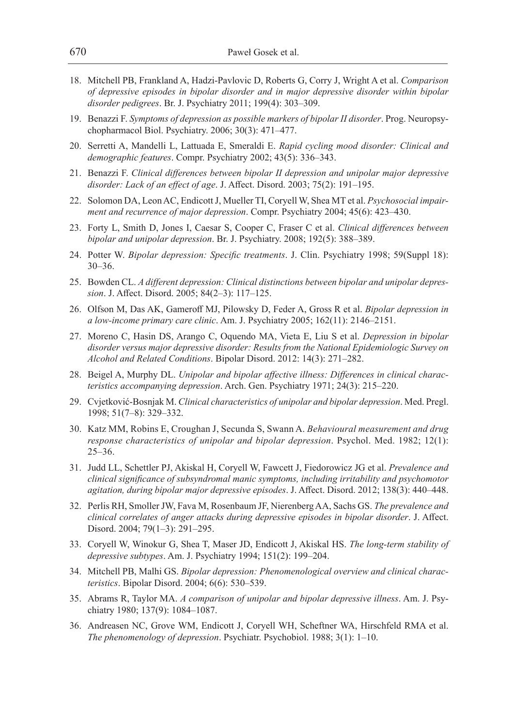18. Mitchell PB, Frankland A, Hadzi-Pavlovic D, Roberts G, Corry J, Wright A et al. *Comparison of depressive episodes in bipolar disorder and in major depressive disorder within bipolar disorder pedigrees*. Br. J. Psychiatry 2011; 199(4): 303–309.
19. Benazzi F. *Symptoms of depression as possible markers of bipolar II disorder*. Prog. Neuropsychopharmacol Biol. Psychiatry. 2006; 30(3): 471–477.
20. Serretti A, Mandelli L, Lattuada E, Smeraldi E. *Rapid cycling mood disorder: Clinical and demographic features*. Compr. Psychiatry 2002; 43(5): 336–343.
21. Benazzi F. *Clinical differences between bipolar II depression and unipolar major depressive disorder: Lack of an effect of age*. J. Affect. Disord. 2003; 75(2): 191–195.
22. Solomon DA, Leon AC, Endicott J, Mueller TI, Coryell W, Shea MT et al. *Psychosocial impairment and recurrence of major depression*. Compr. Psychiatry 2004; 45(6): 423–430.
23. Forty L, Smith D, Jones I, Caesar S, Cooper C, Fraser C et al. *Clinical differences between bipolar and unipolar depression*. Br. J. Psychiatry. 2008; 192(5): 388–389.
24. Potter W. *Bipolar depression: Specific treatments*. J. Clin. Psychiatry 1998; 59(Suppl 18): 30–36.
25. Bowden CL. *A different depression: Clinical distinctions between bipolar and unipolar depression*. J. Affect. Disord. 2005; 84(2–3): 117–125.
26. Olfson M, Das AK, Gameroff MJ, Pilowsky D, Feder A, Gross R et al. *Bipolar depression in a low-income primary care clinic*. Am. J. Psychiatry 2005; 162(11): 2146–2151.
27. Moreno C, Hasin DS, Arango C, Oquendo MA, Vieta E, Liu S et al. *Depression in bipolar disorder versus major depressive disorder: Results from the National Epidemiologic Survey on Alcohol and Related Conditions*. Bipolar Disord. 2012: 14(3): 271–282.
28. Beigel A, Murphy DL. *Unipolar and bipolar affective illness: Differences in clinical characteristics accompanying depression*. Arch. Gen. Psychiatry 1971; 24(3): 215–220.
29. Cvjetković-Bosnjak M. *Clinical characteristics of unipolar and bipolar depression*. Med. Pregl. 1998; 51(7–8): 329–332.
30. Katz MM, Robins E, Croughan J, Secunda S, Swann A. *Behavioural measurement and drug response characteristics of unipolar and bipolar depression*. Psychol. Med. 1982; 12(1): 25–36.
31. Judd LL, Schettler PJ, Akiskal H, Coryell W, Fawcett J, Fiedorowicz JG et al. *Prevalence and clinical significance of subsyndromal manic symptoms, including irritability and psychomotor agitation, during bipolar major depressive episodes*. J. Affect. Disord. 2012; 138(3): 440–448.
32. Perlis RH, Smoller JW, Fava M, Rosenbaum JF, Nierenberg AA, Sachs GS. *The prevalence and clinical correlates of anger attacks during depressive episodes in bipolar disorder*. J. Affect. Disord. 2004; 79(1–3): 291–295.
33. Coryell W, Winokur G, Shea T, Maser JD, Endicott J, Akiskal HS. *The long-term stability of depressive subtypes*. Am. J. Psychiatry 1994; 151(2): 199–204.
34. Mitchell PB, Malhi GS. *Bipolar depression: Phenomenological overview and clinical characteristics*. Bipolar Disord. 2004; 6(6): 530–539.
35. Abrams R, Taylor MA. *A comparison of unipolar and bipolar depressive illness*. Am. J. Psychiatry 1980; 137(9): 1084–1087.
36. Andreasen NC, Grove WM, Endicott J, Coryell WH, Scheftner WA, Hirschfeld RMA et al. *The phenomenology of depression*. Psychiatr. Psychobiol. 1988; 3(1): 1–10.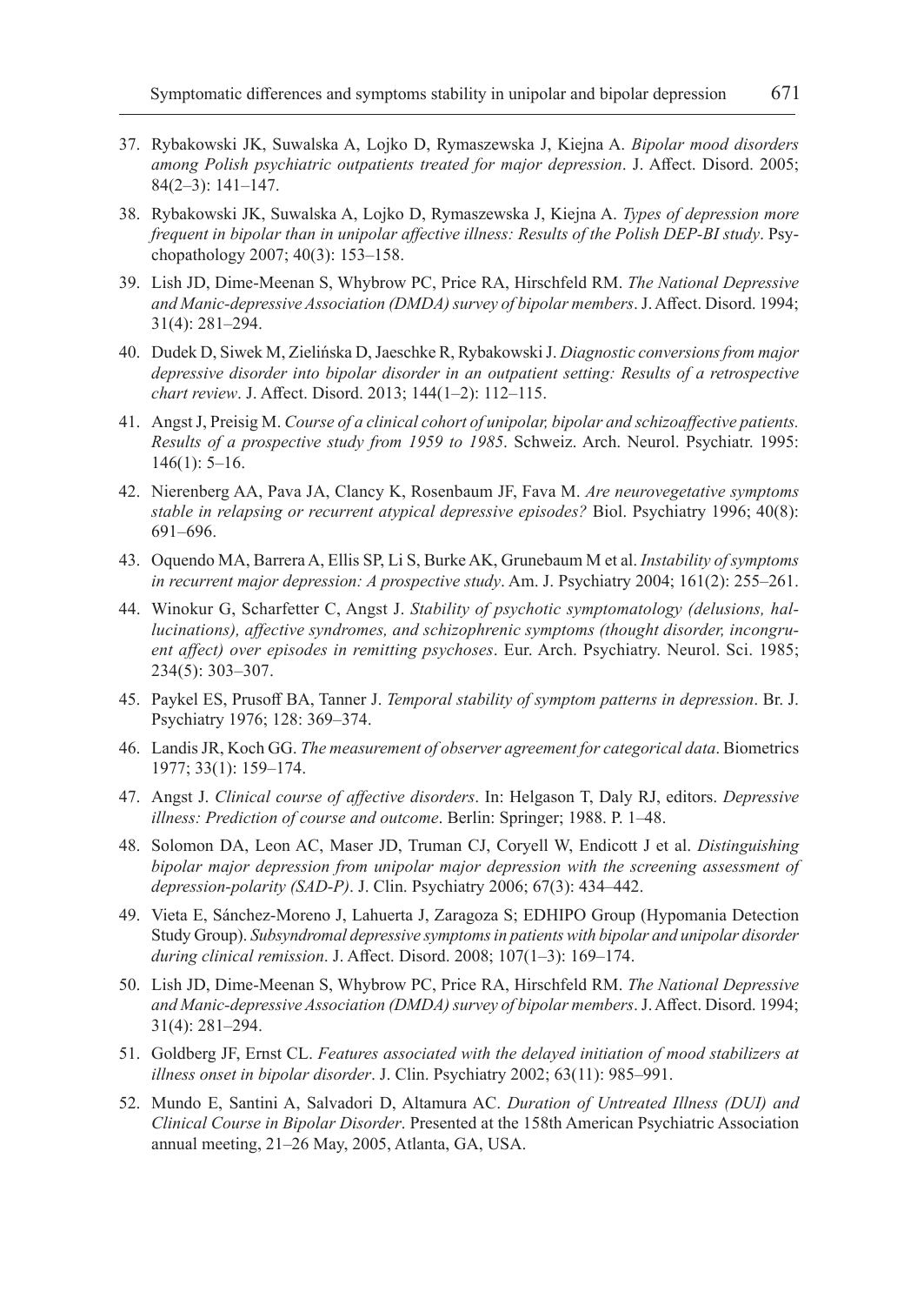37. Rybakowski JK, Suwalska A, Lojko D, Rymaszewska J, Kiejna A. *Bipolar mood disorders among Polish psychiatric outpatients treated for major depression*. J. Affect. Disord. 2005; 84(2–3): 141–147.

38. Rybakowski JK, Suwalska A, Lojko D, Rymaszewska J, Kiejna A. *Types of depression more frequent in bipolar than in unipolar affective illness: Results of the Polish DEP-BI study*. Psychopathology 2007; 40(3): 153–158.

39. Lish JD, Dime-Meenan S, Whybrow PC, Price RA, Hirschfeld RM. *The National Depressive and Manic-depressive Association (DMDA) survey of bipolar members*. J. Affect. Disord. 1994; 31(4): 281–294.

40. Dudek D, Siwek M, Zielińska D, Jaeschke R, Rybakowski J. *Diagnostic conversions from major depressive disorder into bipolar disorder in an outpatient setting: Results of a retrospective chart review*. J. Affect. Disord. 2013; 144(1–2): 112–115.

41. Angst J, Preisig M. *Course of a clinical cohort of unipolar, bipolar and schizoaffective patients. Results of a prospective study from 1959 to 1985*. Schweiz. Arch. Neurol. Psychiatr. 1995: 146(1): 5–16.

42. Nierenberg AA, Pava JA, Clancy K, Rosenbaum JF, Fava M. *Are neurovegetative symptoms stable in relapsing or recurrent atypical depressive episodes?* Biol. Psychiatry 1996; 40(8): 691–696.

43. Oquendo MA, Barrera A, Ellis SP, Li S, Burke AK, Grunebaum M et al. *Instability of symptoms in recurrent major depression: A prospective study*. Am. J. Psychiatry 2004; 161(2): 255–261.

44. Winokur G, Scharfetter C, Angst J. *Stability of psychotic symptomatology (delusions, hallucinations), affective syndromes, and schizophrenic symptoms (thought disorder, incongruent affect) over episodes in remitting psychoses*. Eur. Arch. Psychiatry. Neurol. Sci. 1985; 234(5): 303–307.

45. Paykel ES, Prusoff BA, Tanner J. *Temporal stability of symptom patterns in depression*. Br. J. Psychiatry 1976; 128: 369–374.

46. Landis JR, Koch GG. *The measurement of observer agreement for categorical data*. Biometrics 1977; 33(1): 159–174.

47. Angst J. *Clinical course of affective disorders*. In: Helgason T, Daly RJ, editors. *Depressive illness: Prediction of course and outcome*. Berlin: Springer; 1988. P. 1–48.

48. Solomon DA, Leon AC, Maser JD, Truman CJ, Coryell W, Endicott J et al. *Distinguishing bipolar major depression from unipolar major depression with the screening assessment of depression-polarity (SAD-P)*. J. Clin. Psychiatry 2006; 67(3): 434–442.

49. Vieta E, Sánchez-Moreno J, Lahuerta J, Zaragoza S; EDHIPO Group (Hypomania Detection Study Group). *Subsyndromal depressive symptoms in patients with bipolar and unipolar disorder during clinical remission*. J. Affect. Disord. 2008; 107(1–3): 169–174.

50. Lish JD, Dime-Meenan S, Whybrow PC, Price RA, Hirschfeld RM. *The National Depressive and Manic-depressive Association (DMDA) survey of bipolar members*. J. Affect. Disord. 1994; 31(4): 281–294.

51. Goldberg JF, Ernst CL. *Features associated with the delayed initiation of mood stabilizers at illness onset in bipolar disorder*. J. Clin. Psychiatry 2002; 63(11): 985–991.

52. Mundo E, Santini A, Salvadori D, Altamura AC. *Duration of Untreated Illness (DUI) and Clinical Course in Bipolar Disorder*. Presented at the 158th American Psychiatric Association annual meeting, 21–26 May, 2005, Atlanta, GA, USA.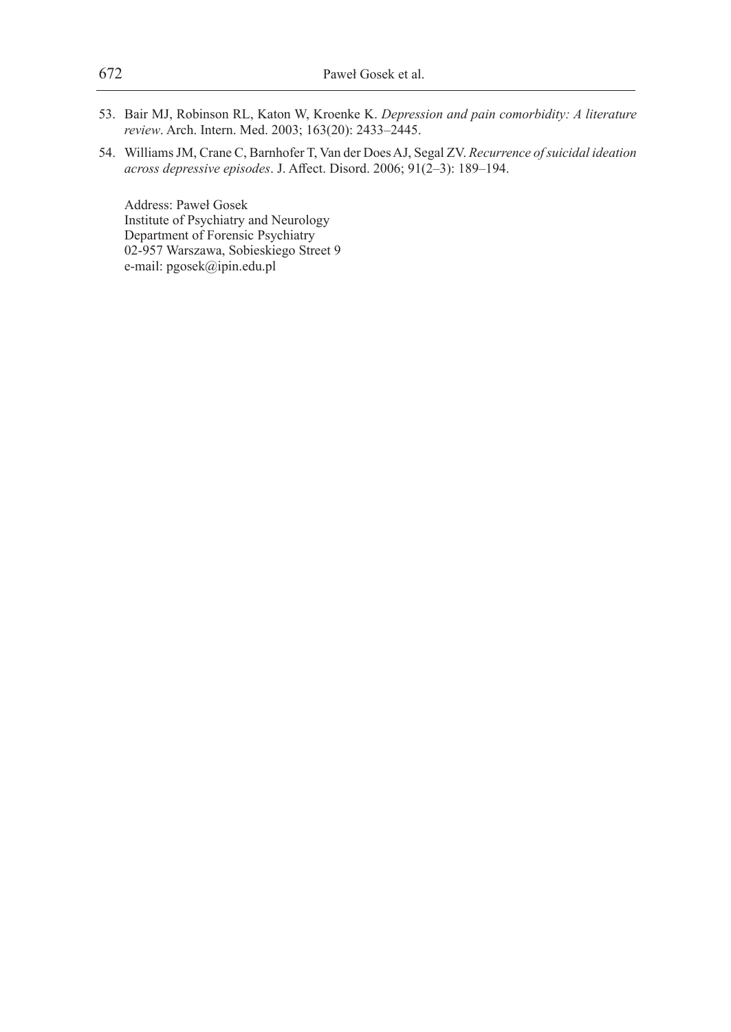53. Bair MJ, Robinson RL, Katon W, Kroenke K. *Depression and pain comorbidity: A literature review*. Arch. Intern. Med. 2003; 163(20): 2433–2445.

54. Williams JM, Crane C, Barnhofer T, Van der Does AJ, Segal ZV. *Recurrence of suicidal ideation across depressive episodes*. J. Affect. Disord. 2006; 91(2–3): 189–194.

Address: Paweł Gosek
Institute of Psychiatry and Neurology
Department of Forensic Psychiatry
02-957 Warszawa, Sobieskiego Street 9
e-mail: pgosek@ipin.edu.pl